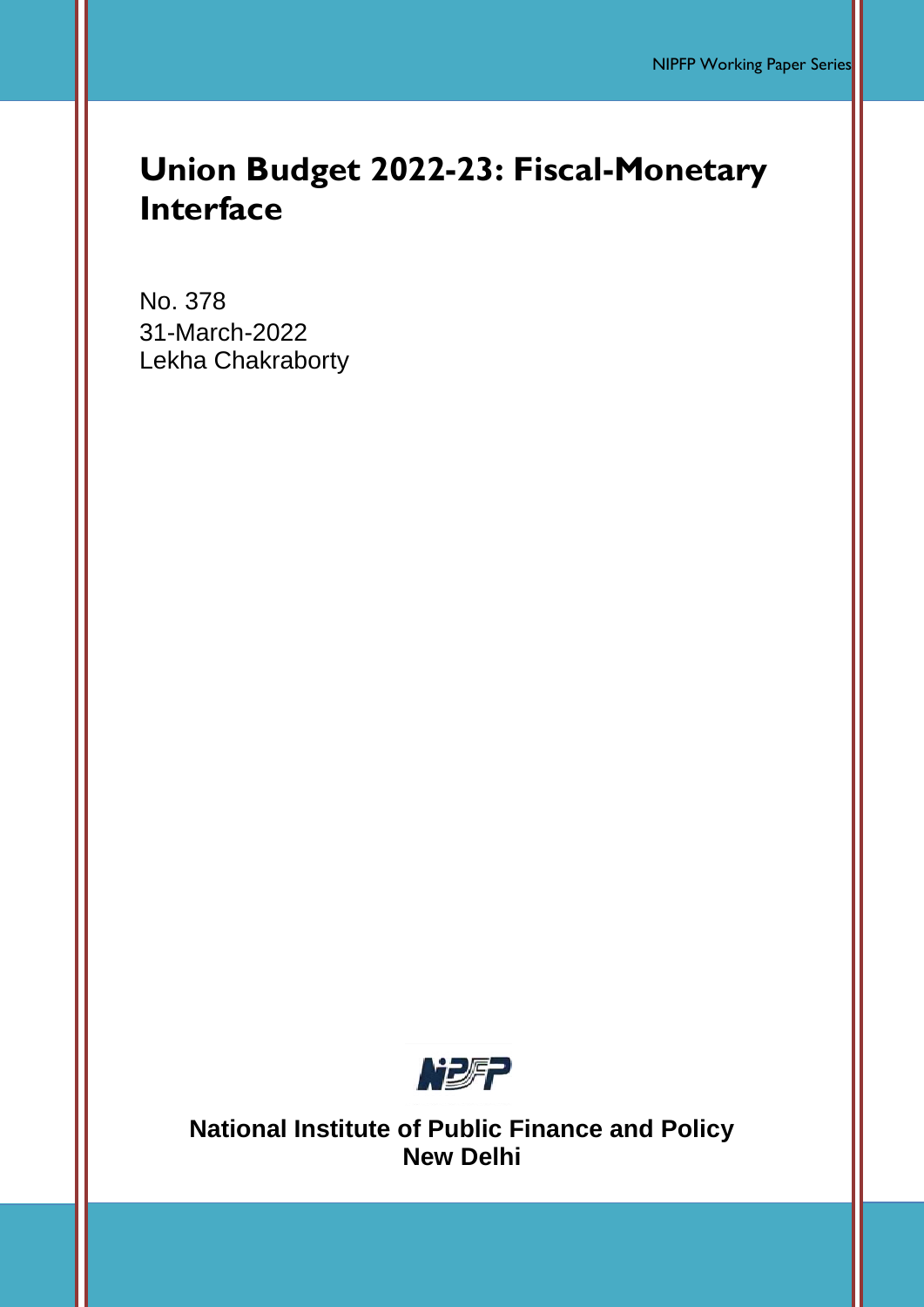# Union Budget 2022-23: Fiscal-Monetary Interface

No. 378
31-March-2022
Lekha Chakraborty

**National Institute of Public Finance and Policy**
**New Delhi**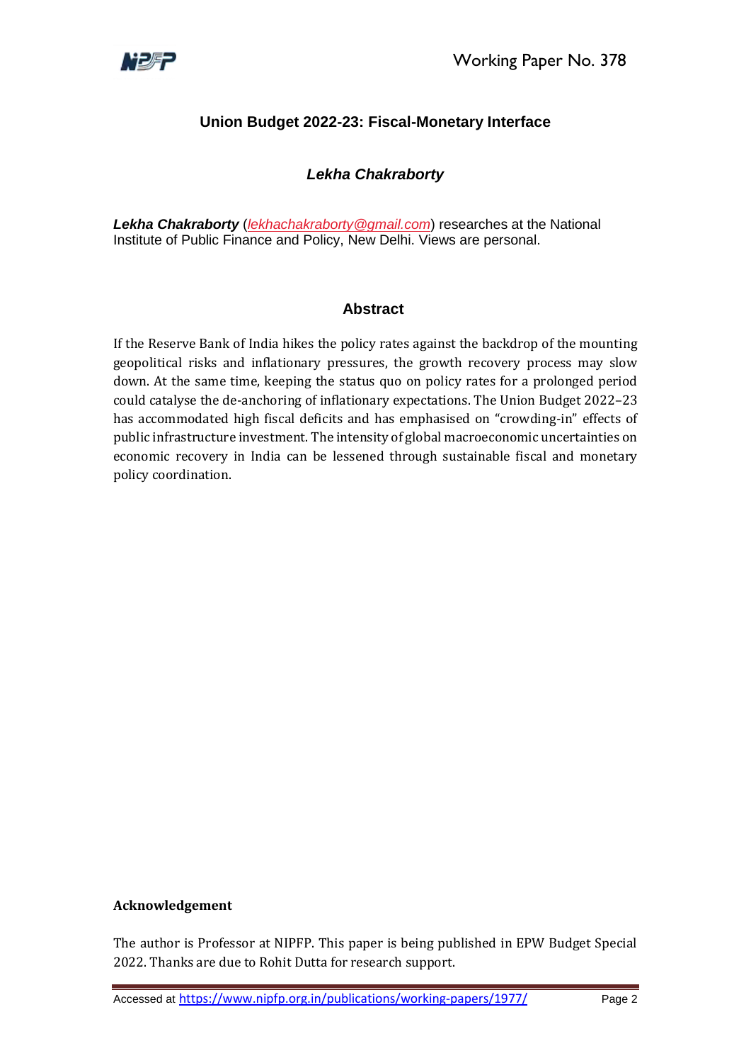# Union Budget 2022-23: Fiscal-Monetary Interface

### *Lekha Chakraborty*

***Lekha Chakraborty*** (*lekhachakraborty@gmail.com*) researches at the National Institute of Public Finance and Policy, New Delhi. Views are personal.

## Abstract

If the Reserve Bank of India hikes the policy rates against the backdrop of the mounting geopolitical risks and inflationary pressures, the growth recovery process may slow down. At the same time, keeping the status quo on policy rates for a prolonged period could catalyse the de-anchoring of inflationary expectations. The Union Budget 2022–23 has accommodated high fiscal deficits and has emphasised on "crowding-in" effects of public infrastructure investment. The intensity of global macroeconomic uncertainties on economic recovery in India can be lessened through sustainable fiscal and monetary policy coordination.

**Acknowledgement**

The author is Professor at NIPFP. This paper is being published in EPW Budget Special 2022. Thanks are due to Rohit Dutta for research support.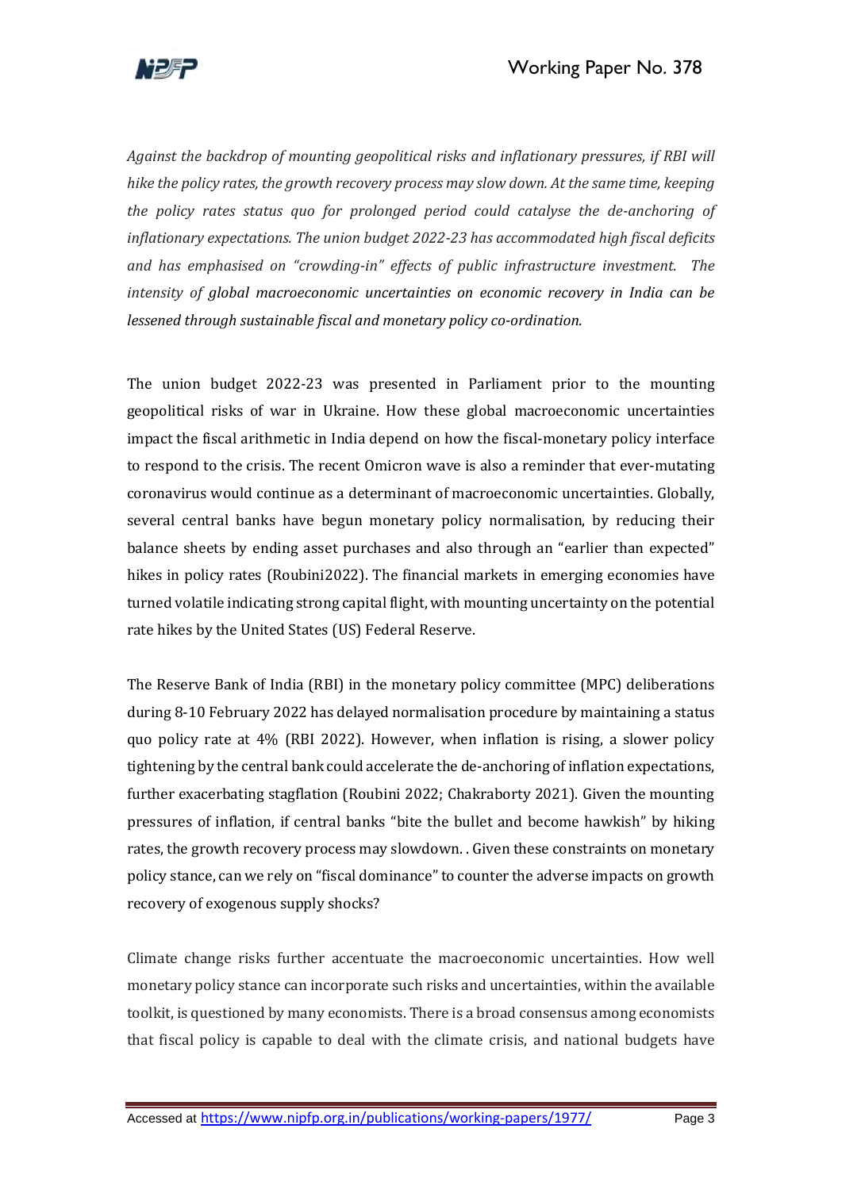*Against the backdrop of mounting geopolitical risks and inflationary pressures, if RBI will hike the policy rates, the growth recovery process may slow down. At the same time, keeping the policy rates status quo for prolonged period could catalyse the de-anchoring of inflationary expectations. The union budget 2022-23 has accommodated high fiscal deficits and has emphasised on "crowding-in" effects of public infrastructure investment. The intensity of global macroeconomic uncertainties on economic recovery in India can be lessened through sustainable fiscal and monetary policy co-ordination.*

The union budget 2022-23 was presented in Parliament prior to the mounting geopolitical risks of war in Ukraine. How these global macroeconomic uncertainties impact the fiscal arithmetic in India depend on how the fiscal-monetary policy interface to respond to the crisis. The recent Omicron wave is also a reminder that ever-mutating coronavirus would continue as a determinant of macroeconomic uncertainties. Globally, several central banks have begun monetary policy normalisation, by reducing their balance sheets by ending asset purchases and also through an "earlier than expected" hikes in policy rates (Roubini2022). The financial markets in emerging economies have turned volatile indicating strong capital flight, with mounting uncertainty on the potential rate hikes by the United States (US) Federal Reserve.

The Reserve Bank of India (RBI) in the monetary policy committee (MPC) deliberations during 8-10 February 2022 has delayed normalisation procedure by maintaining a status quo policy rate at 4% (RBI 2022). However, when inflation is rising, a slower policy tightening by the central bank could accelerate the de-anchoring of inflation expectations, further exacerbating stagflation (Roubini 2022; Chakraborty 2021). Given the mounting pressures of inflation, if central banks "bite the bullet and become hawkish" by hiking rates, the growth recovery process may slowdown. . Given these constraints on monetary policy stance, can we rely on "fiscal dominance" to counter the adverse impacts on growth recovery of exogenous supply shocks?

Climate change risks further accentuate the macroeconomic uncertainties. How well monetary policy stance can incorporate such risks and uncertainties, within the available toolkit, is questioned by many economists. There is a broad consensus among economists that fiscal policy is capable to deal with the climate crisis, and national budgets have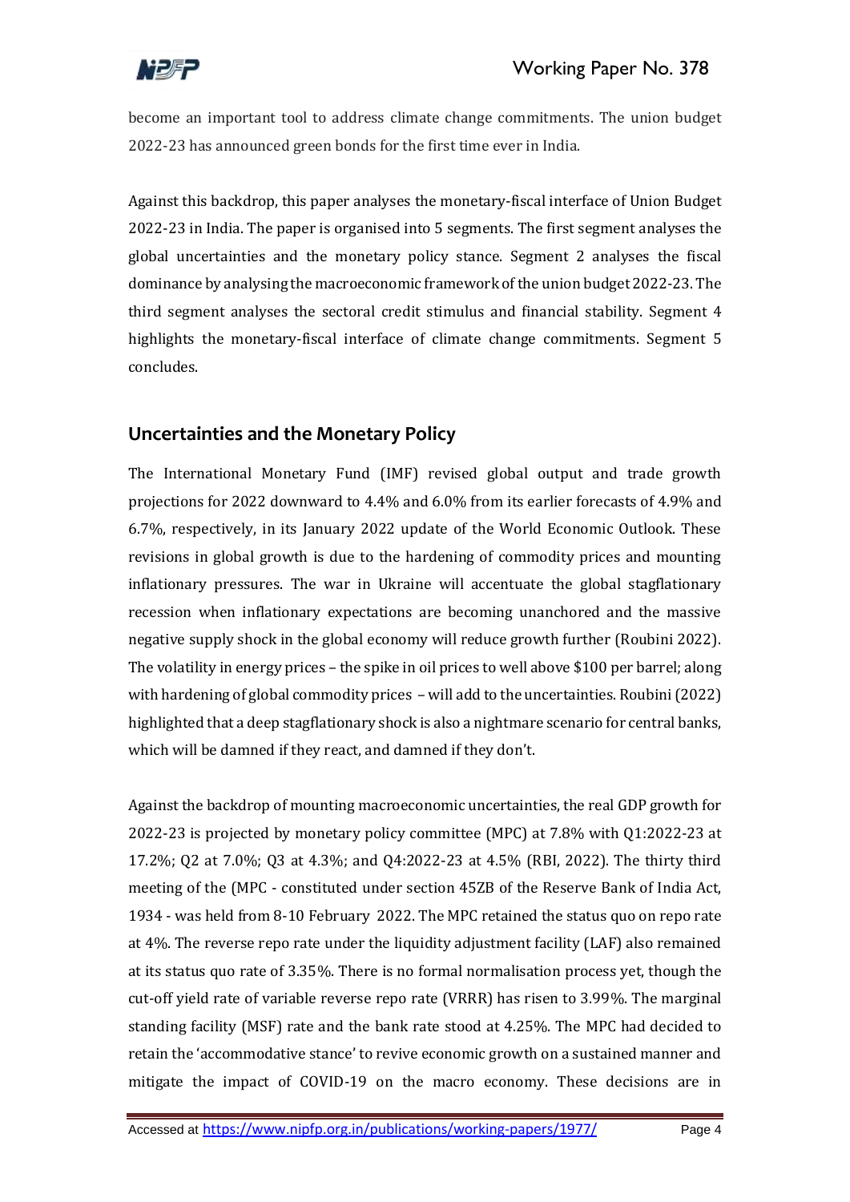become an important tool to address climate change commitments. The union budget 2022-23 has announced green bonds for the first time ever in India.

Against this backdrop, this paper analyses the monetary-fiscal interface of Union Budget 2022-23 in India. The paper is organised into 5 segments. The first segment analyses the global uncertainties and the monetary policy stance. Segment 2 analyses the fiscal dominance by analysing the macroeconomic framework of the union budget 2022-23. The third segment analyses the sectoral credit stimulus and financial stability. Segment 4 highlights the monetary-fiscal interface of climate change commitments. Segment 5 concludes.

## Uncertainties and the Monetary Policy

The International Monetary Fund (IMF) revised global output and trade growth projections for 2022 downward to 4.4% and 6.0% from its earlier forecasts of 4.9% and 6.7%, respectively, in its January 2022 update of the World Economic Outlook. These revisions in global growth is due to the hardening of commodity prices and mounting inflationary pressures. The war in Ukraine will accentuate the global stagflationary recession when inflationary expectations are becoming unanchored and the massive negative supply shock in the global economy will reduce growth further (Roubini 2022). The volatility in energy prices – the spike in oil prices to well above $100 per barrel; along with hardening of global commodity prices – will add to the uncertainties. Roubini (2022) highlighted that a deep stagflationary shock is also a nightmare scenario for central banks, which will be damned if they react, and damned if they don't.

Against the backdrop of mounting macroeconomic uncertainties, the real GDP growth for 2022-23 is projected by monetary policy committee (MPC) at 7.8% with Q1:2022-23 at 17.2%; Q2 at 7.0%; Q3 at 4.3%; and Q4:2022-23 at 4.5% (RBI, 2022). The thirty third meeting of the (MPC - constituted under section 45ZB of the Reserve Bank of India Act, 1934 - was held from 8-10 February 2022. The MPC retained the status quo on repo rate at 4%. The reverse repo rate under the liquidity adjustment facility (LAF) also remained at its status quo rate of 3.35%. There is no formal normalisation process yet, though the cut-off yield rate of variable reverse repo rate (VRRR) has risen to 3.99%. The marginal standing facility (MSF) rate and the bank rate stood at 4.25%. The MPC had decided to retain the 'accommodative stance' to revive economic growth on a sustained manner and mitigate the impact of COVID-19 on the macro economy. These decisions are in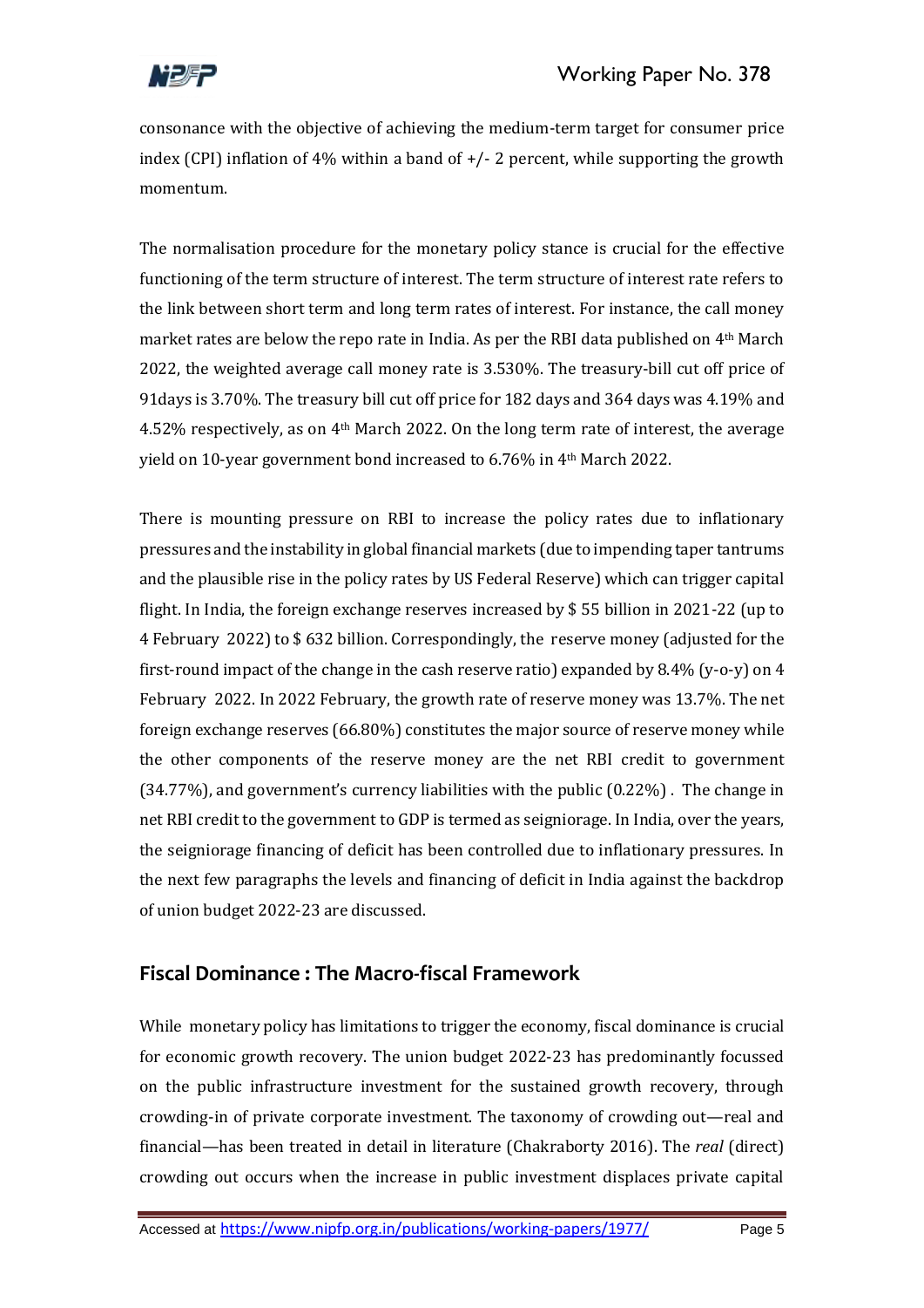consonance with the objective of achieving the medium-term target for consumer price index (CPI) inflation of 4% within a band of +/- 2 percent, while supporting the growth momentum.

The normalisation procedure for the monetary policy stance is crucial for the effective functioning of the term structure of interest. The term structure of interest rate refers to the link between short term and long term rates of interest. For instance, the call money market rates are below the repo rate in India. As per the RBI data published on 4th March 2022, the weighted average call money rate is 3.530%. The treasury-bill cut off price of 91days is 3.70%. The treasury bill cut off price for 182 days and 364 days was 4.19% and 4.52% respectively, as on 4th March 2022. On the long term rate of interest, the average yield on 10-year government bond increased to 6.76% in 4th March 2022.

There is mounting pressure on RBI to increase the policy rates due to inflationary pressures and the instability in global financial markets (due to impending taper tantrums and the plausible rise in the policy rates by US Federal Reserve) which can trigger capital flight. In India, the foreign exchange reserves increased by $ 55 billion in 2021-22 (up to 4 February 2022) to $ 632 billion. Correspondingly, the reserve money (adjusted for the first-round impact of the change in the cash reserve ratio) expanded by 8.4% (y-o-y) on 4 February 2022. In 2022 February, the growth rate of reserve money was 13.7%. The net foreign exchange reserves (66.80%) constitutes the major source of reserve money while the other components of the reserve money are the net RBI credit to government (34.77%), and government's currency liabilities with the public (0.22%) . The change in net RBI credit to the government to GDP is termed as seigniorage. In India, over the years, the seigniorage financing of deficit has been controlled due to inflationary pressures. In the next few paragraphs the levels and financing of deficit in India against the backdrop of union budget 2022-23 are discussed.

## Fiscal Dominance : The Macro-fiscal Framework

While monetary policy has limitations to trigger the economy, fiscal dominance is crucial for economic growth recovery. The union budget 2022-23 has predominantly focussed on the public infrastructure investment for the sustained growth recovery, through crowding-in of private corporate investment. The taxonomy of crowding out—real and financial—has been treated in detail in literature (Chakraborty 2016). The *real* (direct) crowding out occurs when the increase in public investment displaces private capital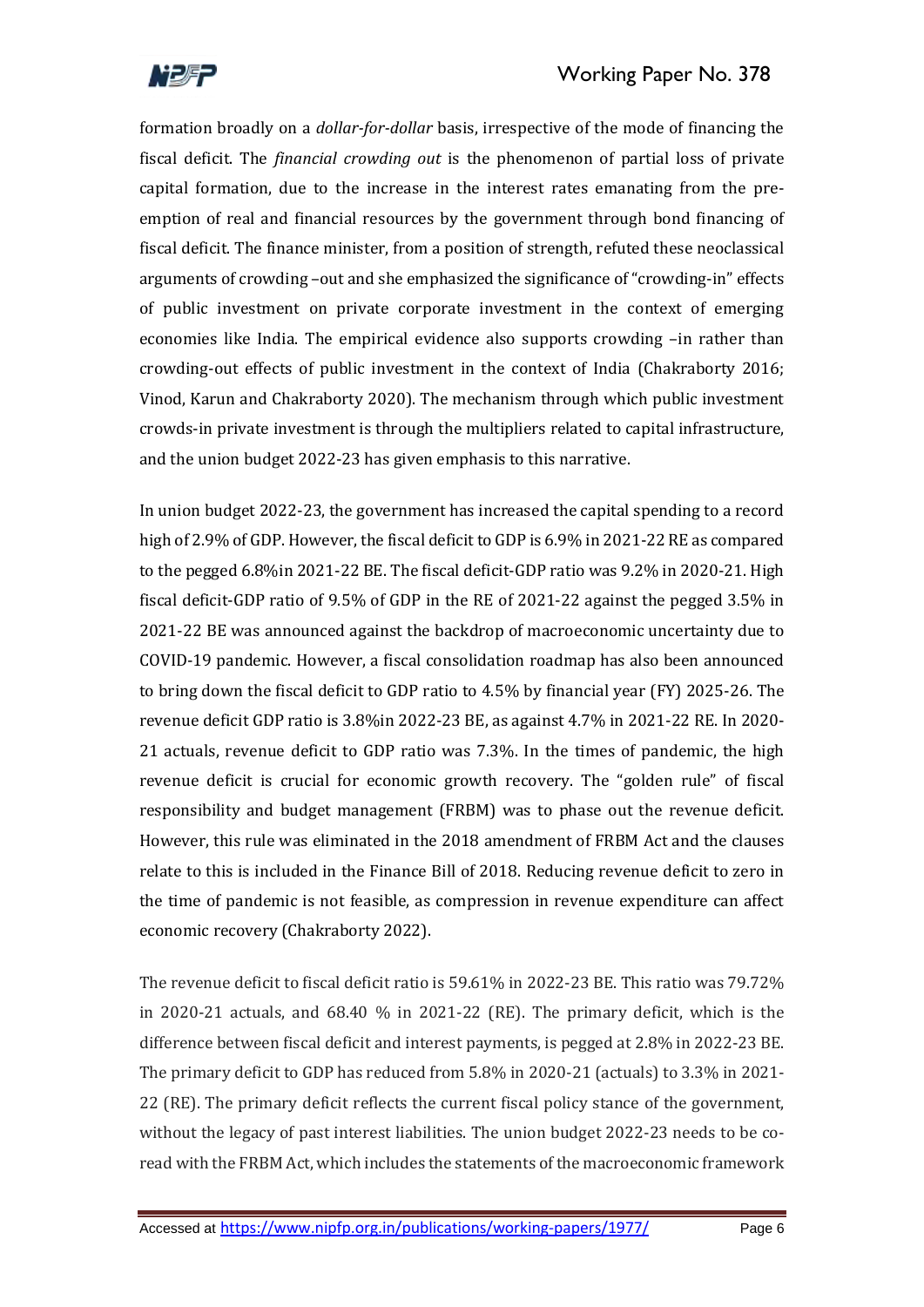formation broadly on a *dollar-for-dollar* basis, irrespective of the mode of financing the fiscal deficit. The *financial crowding out* is the phenomenon of partial loss of private capital formation, due to the increase in the interest rates emanating from the pre-emption of real and financial resources by the government through bond financing of fiscal deficit. The finance minister, from a position of strength, refuted these neoclassical arguments of crowding –out and she emphasized the significance of "crowding-in" effects of public investment on private corporate investment in the context of emerging economies like India. The empirical evidence also supports crowding –in rather than crowding-out effects of public investment in the context of India (Chakraborty 2016; Vinod, Karun and Chakraborty 2020). The mechanism through which public investment crowds-in private investment is through the multipliers related to capital infrastructure, and the union budget 2022-23 has given emphasis to this narrative.

In union budget 2022-23, the government has increased the capital spending to a record high of 2.9% of GDP. However, the fiscal deficit to GDP is 6.9% in 2021-22 RE as compared to the pegged 6.8%in 2021-22 BE. The fiscal deficit-GDP ratio was 9.2% in 2020-21. High fiscal deficit-GDP ratio of 9.5% of GDP in the RE of 2021-22 against the pegged 3.5% in 2021-22 BE was announced against the backdrop of macroeconomic uncertainty due to COVID-19 pandemic. However, a fiscal consolidation roadmap has also been announced to bring down the fiscal deficit to GDP ratio to 4.5% by financial year (FY) 2025-26. The revenue deficit GDP ratio is 3.8%in 2022-23 BE, as against 4.7% in 2021-22 RE. In 2020-21 actuals, revenue deficit to GDP ratio was 7.3%. In the times of pandemic, the high revenue deficit is crucial for economic growth recovery. The "golden rule" of fiscal responsibility and budget management (FRBM) was to phase out the revenue deficit. However, this rule was eliminated in the 2018 amendment of FRBM Act and the clauses relate to this is included in the Finance Bill of 2018. Reducing revenue deficit to zero in the time of pandemic is not feasible, as compression in revenue expenditure can affect economic recovery (Chakraborty 2022).

The revenue deficit to fiscal deficit ratio is 59.61% in 2022-23 BE. This ratio was 79.72% in 2020-21 actuals, and 68.40 % in 2021-22 (RE). The primary deficit, which is the difference between fiscal deficit and interest payments, is pegged at 2.8% in 2022-23 BE. The primary deficit to GDP has reduced from 5.8% in 2020-21 (actuals) to 3.3% in 2021-22 (RE). The primary deficit reflects the current fiscal policy stance of the government, without the legacy of past interest liabilities. The union budget 2022-23 needs to be co-read with the FRBM Act, which includes the statements of the macroeconomic framework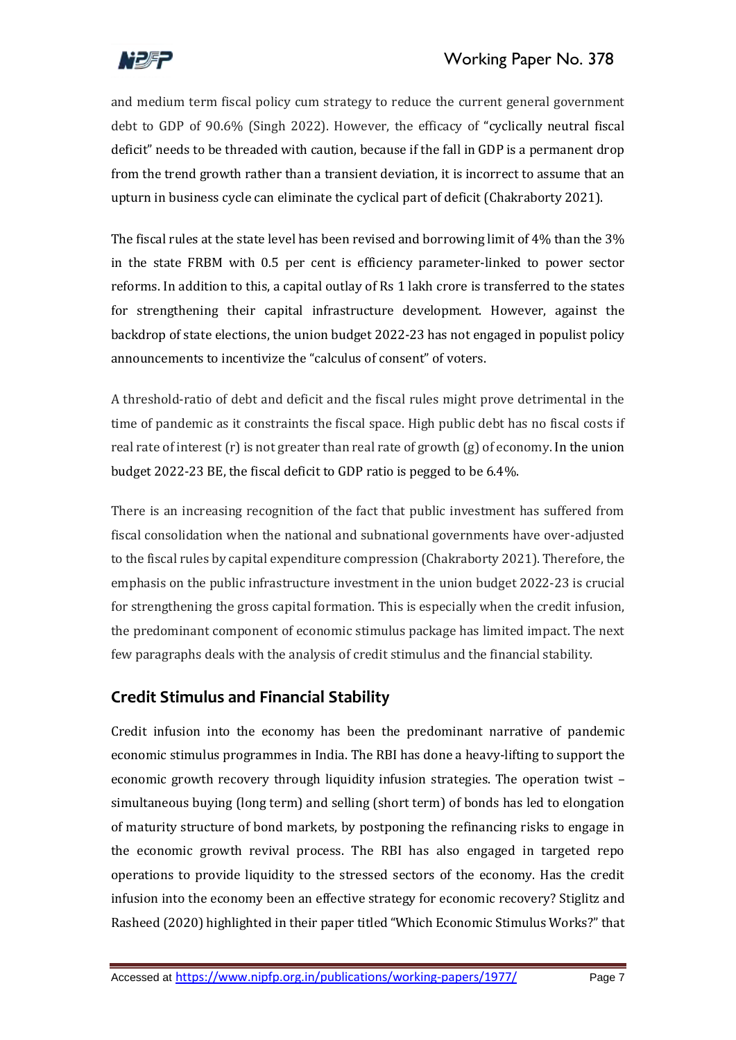and medium term fiscal policy cum strategy to reduce the current general government debt to GDP of 90.6% (Singh 2022). However, the efficacy of "cyclically neutral fiscal deficit" needs to be threaded with caution, because if the fall in GDP is a permanent drop from the trend growth rather than a transient deviation, it is incorrect to assume that an upturn in business cycle can eliminate the cyclical part of deficit (Chakraborty 2021).

The fiscal rules at the state level has been revised and borrowing limit of 4% than the 3% in the state FRBM with 0.5 per cent is efficiency parameter-linked to power sector reforms. In addition to this, a capital outlay of Rs 1 lakh crore is transferred to the states for strengthening their capital infrastructure development. However, against the backdrop of state elections, the union budget 2022-23 has not engaged in populist policy announcements to incentivize the "calculus of consent" of voters.

A threshold-ratio of debt and deficit and the fiscal rules might prove detrimental in the time of pandemic as it constraints the fiscal space. High public debt has no fiscal costs if real rate of interest (r) is not greater than real rate of growth (g) of economy. In the union budget 2022-23 BE, the fiscal deficit to GDP ratio is pegged to be 6.4%.

There is an increasing recognition of the fact that public investment has suffered from fiscal consolidation when the national and subnational governments have over-adjusted to the fiscal rules by capital expenditure compression (Chakraborty 2021). Therefore, the emphasis on the public infrastructure investment in the union budget 2022-23 is crucial for strengthening the gross capital formation. This is especially when the credit infusion, the predominant component of economic stimulus package has limited impact. The next few paragraphs deals with the analysis of credit stimulus and the financial stability.

## Credit Stimulus and Financial Stability

Credit infusion into the economy has been the predominant narrative of pandemic economic stimulus programmes in India. The RBI has done a heavy-lifting to support the economic growth recovery through liquidity infusion strategies. The operation twist – simultaneous buying (long term) and selling (short term) of bonds has led to elongation of maturity structure of bond markets, by postponing the refinancing risks to engage in the economic growth revival process. The RBI has also engaged in targeted repo operations to provide liquidity to the stressed sectors of the economy. Has the credit infusion into the economy been an effective strategy for economic recovery? Stiglitz and Rasheed (2020) highlighted in their paper titled "Which Economic Stimulus Works?" that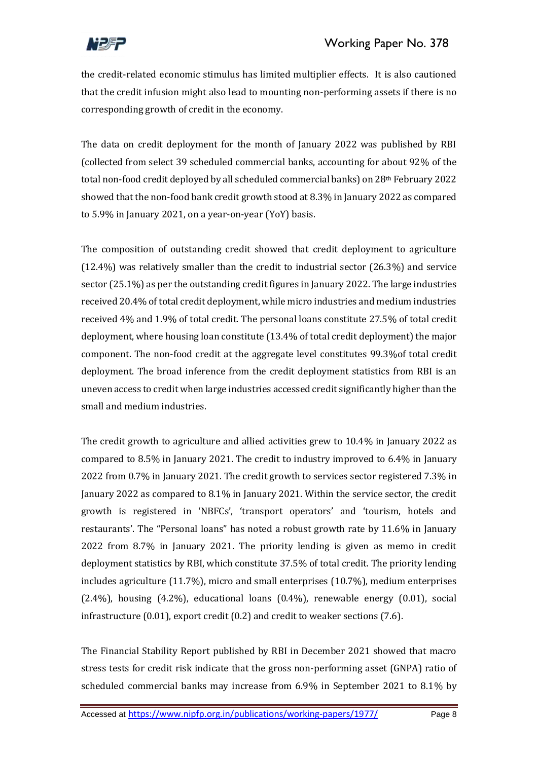the credit-related economic stimulus has limited multiplier effects. It is also cautioned that the credit infusion might also lead to mounting non-performing assets if there is no corresponding growth of credit in the economy.

The data on credit deployment for the month of January 2022 was published by RBI (collected from select 39 scheduled commercial banks, accounting for about 92% of the total non-food credit deployed by all scheduled commercial banks) on 28th February 2022 showed that the non-food bank credit growth stood at 8.3% in January 2022 as compared to 5.9% in January 2021, on a year-on-year (YoY) basis.

The composition of outstanding credit showed that credit deployment to agriculture (12.4%) was relatively smaller than the credit to industrial sector (26.3%) and service sector (25.1%) as per the outstanding credit figures in January 2022. The large industries received 20.4% of total credit deployment, while micro industries and medium industries received 4% and 1.9% of total credit. The personal loans constitute 27.5% of total credit deployment, where housing loan constitute (13.4% of total credit deployment) the major component. The non-food credit at the aggregate level constitutes 99.3%of total credit deployment. The broad inference from the credit deployment statistics from RBI is an uneven access to credit when large industries accessed credit significantly higher than the small and medium industries.

The credit growth to agriculture and allied activities grew to 10.4% in January 2022 as compared to 8.5% in January 2021. The credit to industry improved to 6.4% in January 2022 from 0.7% in January 2021. The credit growth to services sector registered 7.3% in January 2022 as compared to 8.1% in January 2021. Within the service sector, the credit growth is registered in 'NBFCs', 'transport operators' and 'tourism, hotels and restaurants'. The "Personal loans" has noted a robust growth rate by 11.6% in January 2022 from 8.7% in January 2021. The priority lending is given as memo in credit deployment statistics by RBI, which constitute 37.5% of total credit. The priority lending includes agriculture (11.7%), micro and small enterprises (10.7%), medium enterprises (2.4%), housing (4.2%), educational loans (0.4%), renewable energy (0.01), social infrastructure (0.01), export credit (0.2) and credit to weaker sections (7.6).

The Financial Stability Report published by RBI in December 2021 showed that macro stress tests for credit risk indicate that the gross non-performing asset (GNPA) ratio of scheduled commercial banks may increase from 6.9% in September 2021 to 8.1% by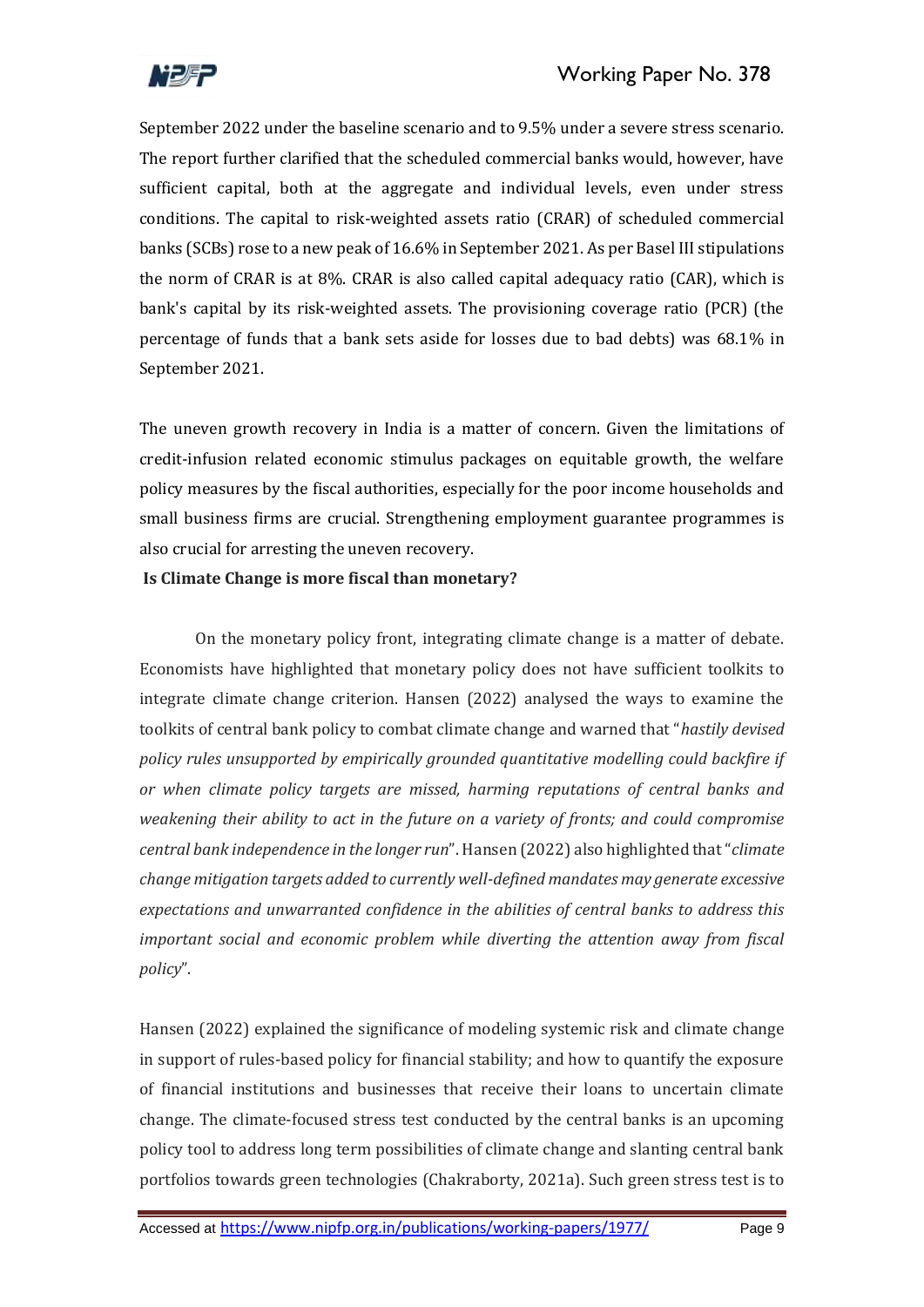September 2022 under the baseline scenario and to 9.5% under a severe stress scenario. The report further clarified that the scheduled commercial banks would, however, have sufficient capital, both at the aggregate and individual levels, even under stress conditions. The capital to risk-weighted assets ratio (CRAR) of scheduled commercial banks (SCBs) rose to a new peak of 16.6% in September 2021. As per Basel III stipulations the norm of CRAR is at 8%. CRAR is also called capital adequacy ratio (CAR), which is bank's capital by its risk-weighted assets. The provisioning coverage ratio (PCR) (the percentage of funds that a bank sets aside for losses due to bad debts) was 68.1% in September 2021.

The uneven growth recovery in India is a matter of concern. Given the limitations of credit-infusion related economic stimulus packages on equitable growth, the welfare policy measures by the fiscal authorities, especially for the poor income households and small business firms are crucial. Strengthening employment guarantee programmes is also crucial for arresting the uneven recovery.

**Is Climate Change is more fiscal than monetary?**

On the monetary policy front, integrating climate change is a matter of debate. Economists have highlighted that monetary policy does not have sufficient toolkits to integrate climate change criterion. Hansen (2022) analysed the ways to examine the toolkits of central bank policy to combat climate change and warned that "*hastily devised policy rules unsupported by empirically grounded quantitative modelling could backfire if or when climate policy targets are missed, harming reputations of central banks and weakening their ability to act in the future on a variety of fronts; and could compromise central bank independence in the longer run*". Hansen (2022) also highlighted that "*climate change mitigation targets added to currently well-defined mandates may generate excessive expectations and unwarranted confidence in the abilities of central banks to address this important social and economic problem while diverting the attention away from fiscal policy*".

Hansen (2022) explained the significance of modeling systemic risk and climate change in support of rules-based policy for financial stability; and how to quantify the exposure of financial institutions and businesses that receive their loans to uncertain climate change. The climate-focused stress test conducted by the central banks is an upcoming policy tool to address long term possibilities of climate change and slanting central bank portfolios towards green technologies (Chakraborty, 2021a). Such green stress test is to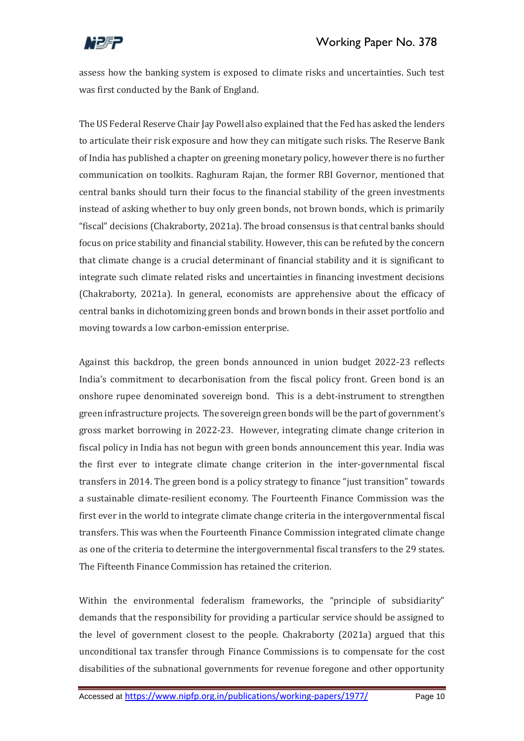assess how the banking system is exposed to climate risks and uncertainties. Such test was first conducted by the Bank of England.

The US Federal Reserve Chair Jay Powell also explained that the Fed has asked the lenders to articulate their risk exposure and how they can mitigate such risks. The Reserve Bank of India has published a chapter on greening monetary policy, however there is no further communication on toolkits. Raghuram Rajan, the former RBI Governor, mentioned that central banks should turn their focus to the financial stability of the green investments instead of asking whether to buy only green bonds, not brown bonds, which is primarily "fiscal" decisions (Chakraborty, 2021a). The broad consensus is that central banks should focus on price stability and financial stability. However, this can be refuted by the concern that climate change is a crucial determinant of financial stability and it is significant to integrate such climate related risks and uncertainties in financing investment decisions (Chakraborty, 2021a). In general, economists are apprehensive about the efficacy of central banks in dichotomizing green bonds and brown bonds in their asset portfolio and moving towards a low carbon-emission enterprise.

Against this backdrop, the green bonds announced in union budget 2022-23 reflects India's commitment to decarbonisation from the fiscal policy front. Green bond is an onshore rupee denominated sovereign bond. This is a debt-instrument to strengthen green infrastructure projects. The sovereign green bonds will be the part of government's gross market borrowing in 2022-23. However, integrating climate change criterion in fiscal policy in India has not begun with green bonds announcement this year. India was the first ever to integrate climate change criterion in the inter-governmental fiscal transfers in 2014. The green bond is a policy strategy to finance "just transition" towards a sustainable climate-resilient economy. The Fourteenth Finance Commission was the first ever in the world to integrate climate change criteria in the intergovernmental fiscal transfers. This was when the Fourteenth Finance Commission integrated climate change as one of the criteria to determine the intergovernmental fiscal transfers to the 29 states. The Fifteenth Finance Commission has retained the criterion.

Within the environmental federalism frameworks, the "principle of subsidiarity" demands that the responsibility for providing a particular service should be assigned to the level of government closest to the people. Chakraborty (2021a) argued that this unconditional tax transfer through Finance Commissions is to compensate for the cost disabilities of the subnational governments for revenue foregone and other opportunity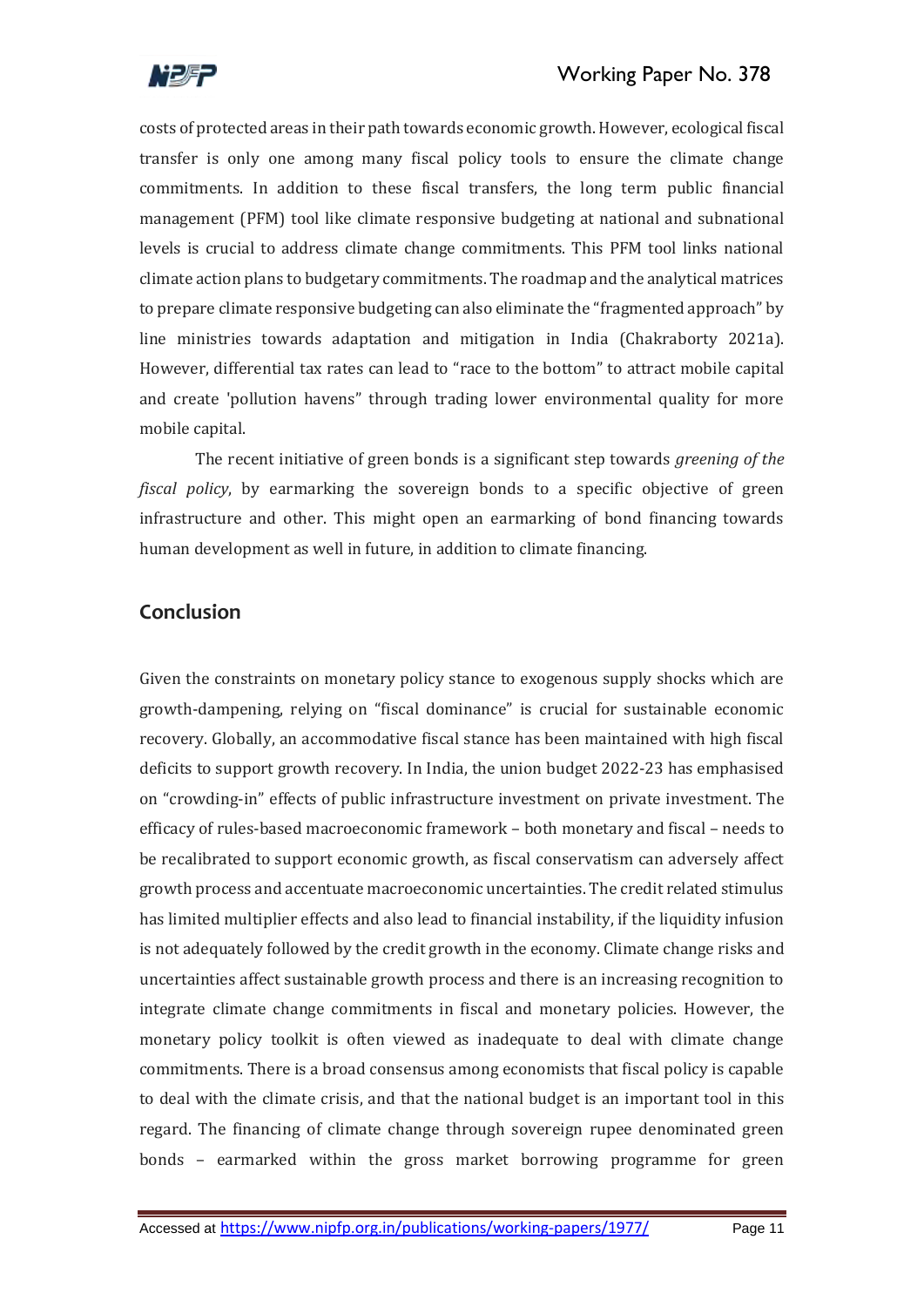costs of protected areas in their path towards economic growth. However, ecological fiscal transfer is only one among many fiscal policy tools to ensure the climate change commitments. In addition to these fiscal transfers, the long term public financial management (PFM) tool like climate responsive budgeting at national and subnational levels is crucial to address climate change commitments. This PFM tool links national climate action plans to budgetary commitments. The roadmap and the analytical matrices to prepare climate responsive budgeting can also eliminate the "fragmented approach" by line ministries towards adaptation and mitigation in India (Chakraborty 2021a). However, differential tax rates can lead to "race to the bottom" to attract mobile capital and create 'pollution havens" through trading lower environmental quality for more mobile capital.

The recent initiative of green bonds is a significant step towards *greening of the fiscal policy*, by earmarking the sovereign bonds to a specific objective of green infrastructure and other. This might open an earmarking of bond financing towards human development as well in future, in addition to climate financing.

## Conclusion

Given the constraints on monetary policy stance to exogenous supply shocks which are growth-dampening, relying on "fiscal dominance" is crucial for sustainable economic recovery. Globally, an accommodative fiscal stance has been maintained with high fiscal deficits to support growth recovery. In India, the union budget 2022-23 has emphasised on "crowding-in" effects of public infrastructure investment on private investment. The efficacy of rules-based macroeconomic framework – both monetary and fiscal – needs to be recalibrated to support economic growth, as fiscal conservatism can adversely affect growth process and accentuate macroeconomic uncertainties. The credit related stimulus has limited multiplier effects and also lead to financial instability, if the liquidity infusion is not adequately followed by the credit growth in the economy. Climate change risks and uncertainties affect sustainable growth process and there is an increasing recognition to integrate climate change commitments in fiscal and monetary policies. However, the monetary policy toolkit is often viewed as inadequate to deal with climate change commitments. There is a broad consensus among economists that fiscal policy is capable to deal with the climate crisis, and that the national budget is an important tool in this regard. The financing of climate change through sovereign rupee denominated green bonds – earmarked within the gross market borrowing programme for green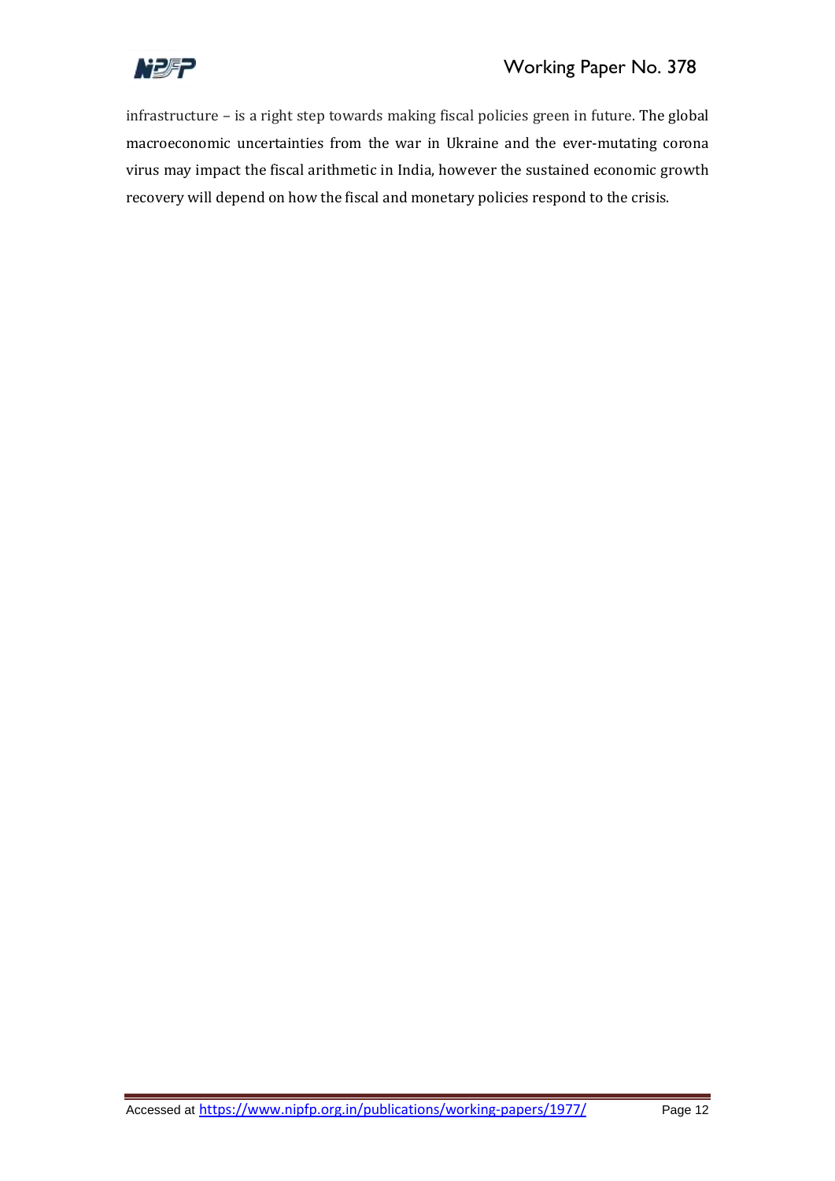infrastructure – is a right step towards making fiscal policies green in future. The global macroeconomic uncertainties from the war in Ukraine and the ever-mutating corona virus may impact the fiscal arithmetic in India, however the sustained economic growth recovery will depend on how the fiscal and monetary policies respond to the crisis.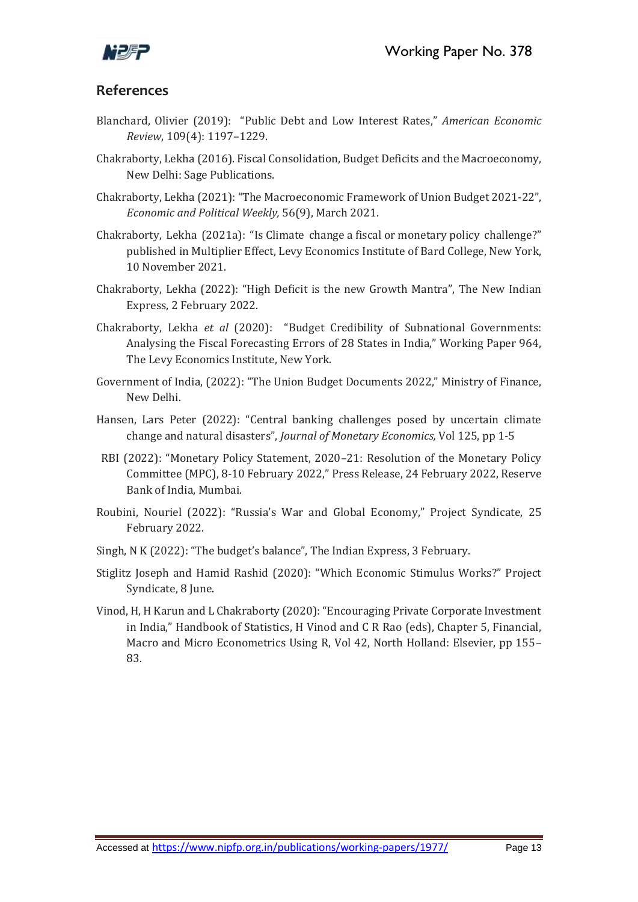## References

Blanchard, Olivier (2019): "Public Debt and Low Interest Rates," *American Economic Review*, 109(4): 1197–1229.

Chakraborty, Lekha (2016). Fiscal Consolidation, Budget Deficits and the Macroeconomy, New Delhi: Sage Publications.

Chakraborty, Lekha (2021): "The Macroeconomic Framework of Union Budget 2021-22", *Economic and Political Weekly,* 56(9), March 2021.

Chakraborty, Lekha (2021a): "Is Climate change a fiscal or monetary policy challenge?" published in Multiplier Effect, Levy Economics Institute of Bard College, New York, 10 November 2021.

Chakraborty, Lekha (2022): "High Deficit is the new Growth Mantra", The New Indian Express, 2 February 2022.

Chakraborty, Lekha *et al* (2020): "Budget Credibility of Subnational Governments: Analysing the Fiscal Forecasting Errors of 28 States in India," Working Paper 964, The Levy Economics Institute, New York.

Government of India, (2022): "The Union Budget Documents 2022," Ministry of Finance, New Delhi.

Hansen, Lars Peter (2022): "Central banking challenges posed by uncertain climate change and natural disasters", *Journal of Monetary Economics,* Vol 125, pp 1-5

RBI (2022): "Monetary Policy Statement, 2020–21: Resolution of the Monetary Policy Committee (MPC), 8-10 February 2022," Press Release, 24 February 2022, Reserve Bank of India, Mumbai.

Roubini, Nouriel (2022): "Russia's War and Global Economy," Project Syndicate, 25 February 2022.

Singh, N K (2022): "The budget's balance", The Indian Express, 3 February.

Stiglitz Joseph and Hamid Rashid (2020): "Which Economic Stimulus Works?" Project Syndicate, 8 June.

Vinod, H, H Karun and L Chakraborty (2020): "Encouraging Private Corporate Investment in India," Handbook of Statistics, H Vinod and C R Rao (eds), Chapter 5, Financial, Macro and Micro Econometrics Using R, Vol 42, North Holland: Elsevier, pp 155–83.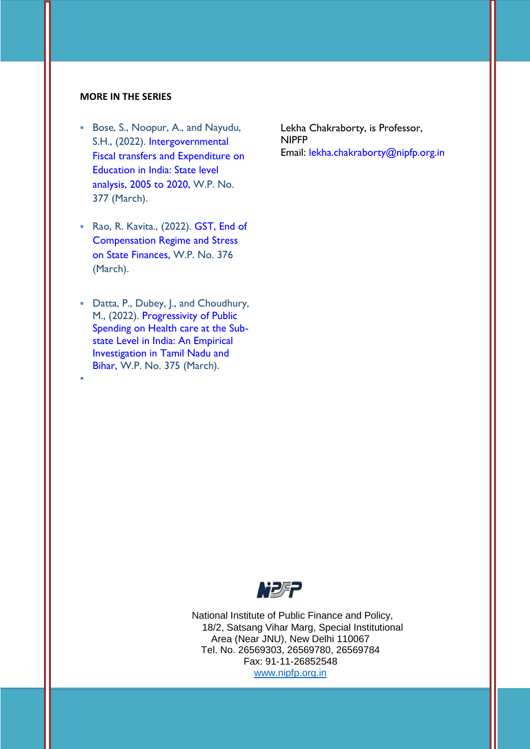**MORE IN THE SERIES**

- Bose, S., Noopur, A., and Nayudu, S.H., (2022). Intergovernmental Fiscal transfers and Expenditure on Education in India: State level analysis, 2005 to 2020, W.P. No. 377 (March).

- Rao, R. Kavita., (2022). GST, End of Compensation Regime and Stress on State Finances, W.P. No. 376 (March).

- Datta, P., Dubey, J., and Choudhury, M., (2022). Progressivity of Public Spending on Health care at the Sub-state Level in India: An Empirical Investigation in Tamil Nadu and Bihar, W.P. No. 375 (March).

Lekha Chakraborty, is Professor, NIPFP
Email: lekha.chakraborty@nipfp.org.in

NIPFP

National Institute of Public Finance and Policy,
18/2, Satsang Vihar Marg, Special Institutional Area (Near JNU), New Delhi 110067
Tel. No. 26569303, 26569780, 26569784
Fax: 91-11-26852548
www.nipfp.org.in